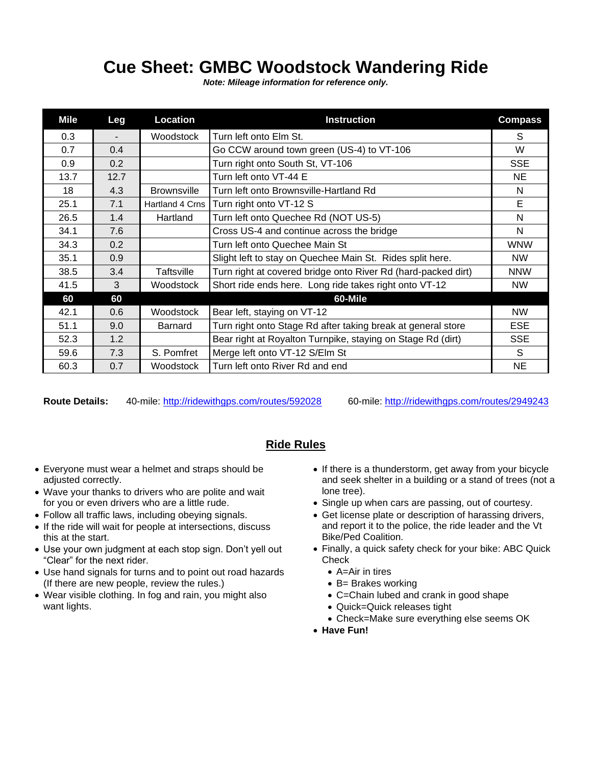# Cue Sheet: GMBC Woodstock Wandering Ride

***Note: Mileage information for reference only.***

| Mile | Leg | Location | Instruction | Compass |
|---|---|---|---|---|
| 0.3 | - | Woodstock | Turn left onto Elm St. | S |
| 0.7 | 0.4 | | Go CCW around town green (US-4) to VT-106 | W |
| 0.9 | 0.2 | | Turn right onto South St, VT-106 | SSE |
| 13.7 | 12.7 | | Turn left onto VT-44 E | NE |
| 18 | 4.3 | Brownsville | Turn left onto Brownsville-Hartland Rd | N |
| 25.1 | 7.1 | Hartland 4 Crns | Turn right onto VT-12 S | E |
| 26.5 | 1.4 | Hartland | Turn left onto Quechee Rd (NOT US-5) | N |
| 34.1 | 7.6 | | Cross US-4 and continue across the bridge | N |
| 34.3 | 0.2 | | Turn left onto Quechee Main St | WNW |
| 35.1 | 0.9 | | Slight left to stay on Quechee Main St. Rides split here. | NW |
| 38.5 | 3.4 | Taftsville | Turn right at covered bridge onto River Rd (hard-packed dirt) | NNW |
| 41.5 | 3 | Woodstock | Short ride ends here. Long ride takes right onto VT-12 | NW |
| **60** | **60** | | **60-Mile** | |
| 42.1 | 0.6 | Woodstock | Bear left, staying on VT-12 | NW |
| 51.1 | 9.0 | Barnard | Turn right onto Stage Rd after taking break at general store | ESE |
| 52.3 | 1.2 | | Bear right at Royalton Turnpike, staying on Stage Rd (dirt) | SSE |
| 59.6 | 7.3 | S. Pomfret | Merge left onto VT-12 S/Elm St | S |
| 60.3 | 0.7 | Woodstock | Turn left onto River Rd and end | NE |

**Route Details:** 40-mile: http://ridewithgps.com/routes/592028 60-mile: http://ridewithgps.com/routes/2949243

## Ride Rules

- Everyone must wear a helmet and straps should be adjusted correctly.
- Wave your thanks to drivers who are polite and wait for you or even drivers who are a little rude.
- Follow all traffic laws, including obeying signals.
- If the ride will wait for people at intersections, discuss this at the start.
- Use your own judgment at each stop sign. Don't yell out "Clear" for the next rider.
- Use hand signals for turns and to point out road hazards (If there are new people, review the rules.)
- Wear visible clothing. In fog and rain, you might also want lights.
- If there is a thunderstorm, get away from your bicycle and seek shelter in a building or a stand of trees (not a lone tree).
- Single up when cars are passing, out of courtesy.
- Get license plate or description of harassing drivers, and report it to the police, the ride leader and the Vt Bike/Ped Coalition.
- Finally, a quick safety check for your bike: ABC Quick Check
  - A=Air in tires
  - B= Brakes working
  - C=Chain lubed and crank in good shape
  - Quick=Quick releases tight
  - Check=Make sure everything else seems OK
- **Have Fun!**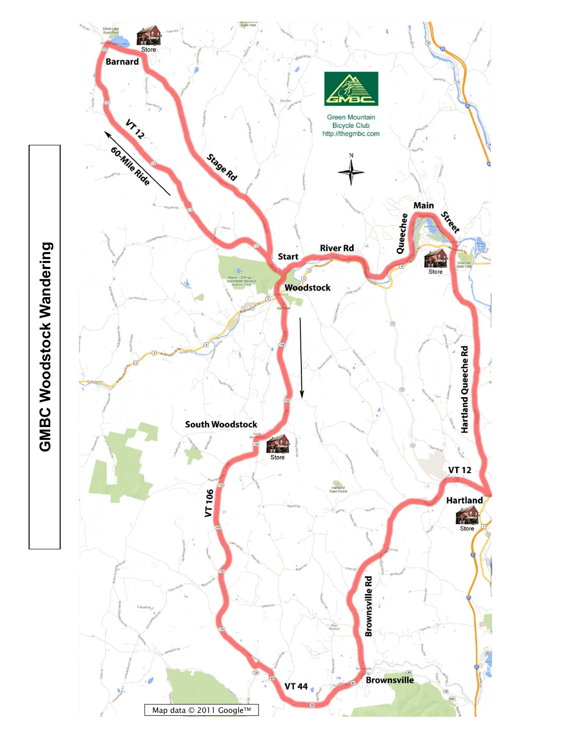# GMBC Woodstock Wandering

Green Mountain Bicycle Club
http://thegmbc.com

N

Barnard

Store

VT 12

60-Mile Ride

Stage Rd

Start

River Rd

Woodstock

Queechee

Main

Street

Store

Hartland Queeche Rd

South Woodstock

Store

VT 106

VT 12

Hartland

Store

Brownsville Rd

VT 44

Brownsville

Map data © 2011 Google™